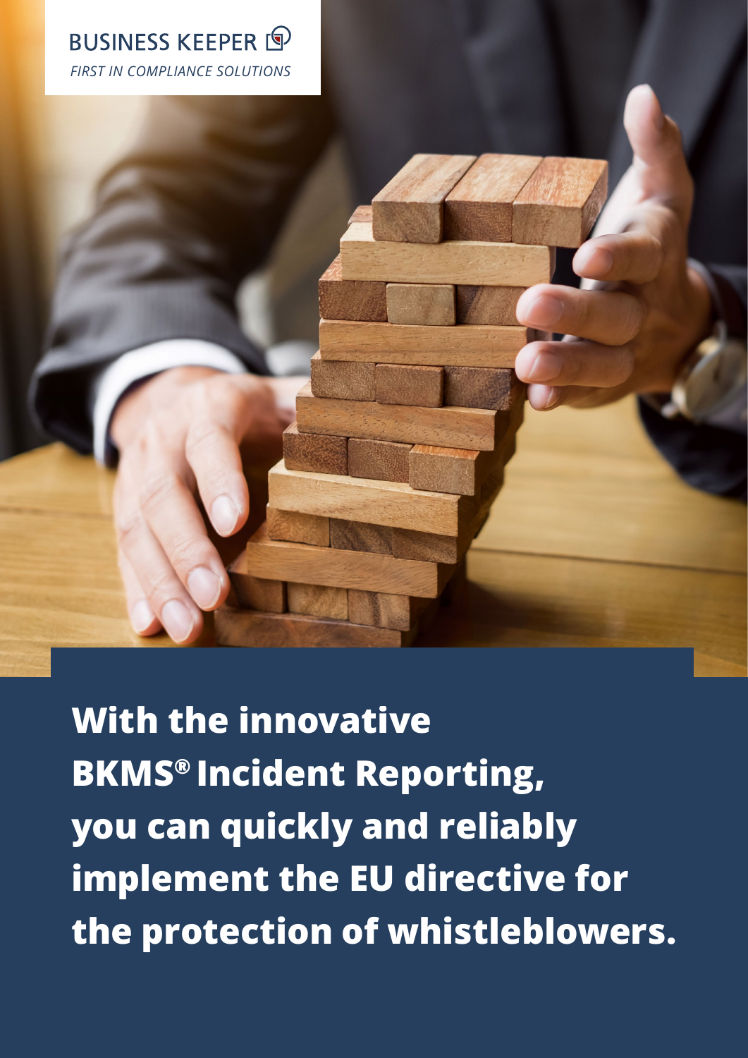BUSINESS KEEPER

*FIRST IN COMPLIANCE SOLUTIONS*

# With the innovative BKMS® Incident Reporting, you can quickly and reliably implement the EU directive for the protection of whistleblowers.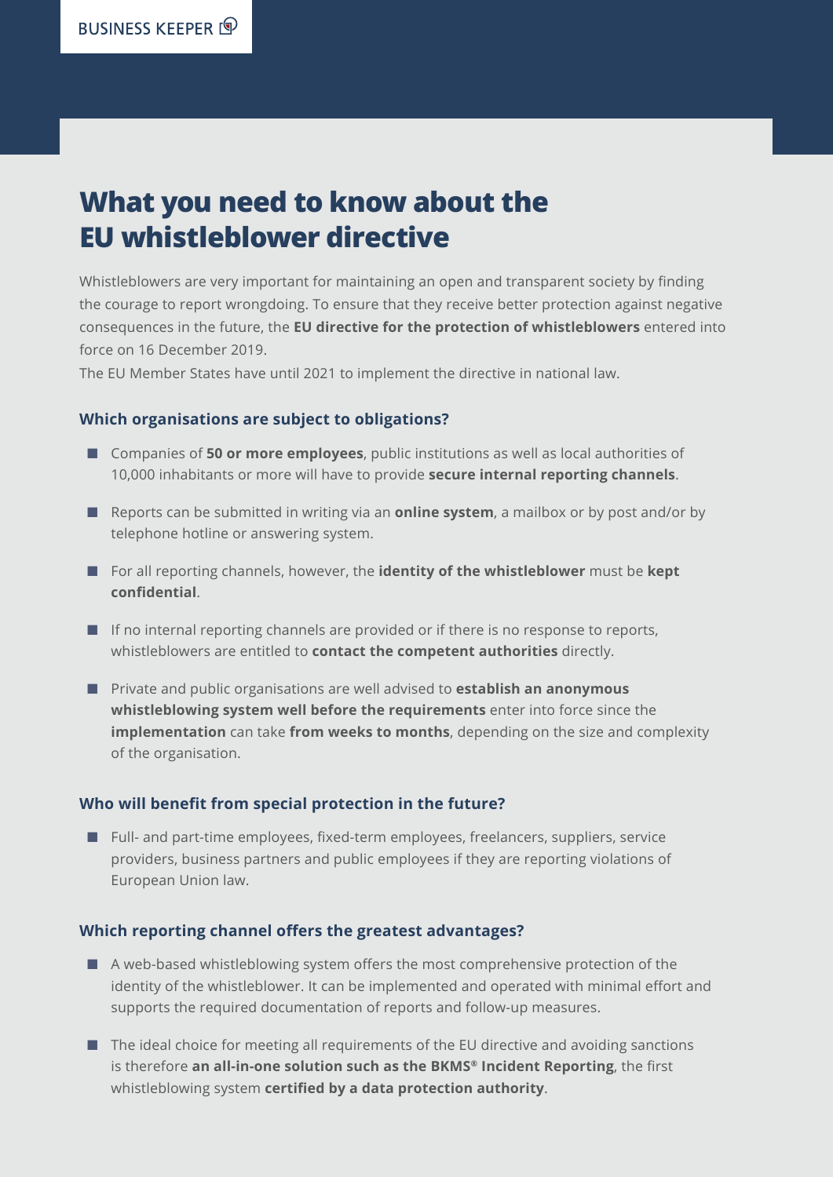BUSINESS KEEPER

# What you need to know about the EU whistleblower directive

Whistleblowers are very important for maintaining an open and transparent society by finding the courage to report wrongdoing. To ensure that they receive better protection against negative consequences in the future, the **EU directive for the protection of whistleblowers** entered into force on 16 December 2019.
The EU Member States have until 2021 to implement the directive in national law.

### Which organisations are subject to obligations?

- Companies of **50 or more employees**, public institutions as well as local authorities of 10,000 inhabitants or more will have to provide **secure internal reporting channels**.
- Reports can be submitted in writing via an **online system**, a mailbox or by post and/or by telephone hotline or answering system.
- For all reporting channels, however, the **identity of the whistleblower** must be **kept confidential**.
- If no internal reporting channels are provided or if there is no response to reports, whistleblowers are entitled to **contact the competent authorities** directly.
- Private and public organisations are well advised to **establish an anonymous whistleblowing system well before the requirements** enter into force since the **implementation** can take **from weeks to months**, depending on the size and complexity of the organisation.

### Who will benefit from special protection in the future?

- Full- and part-time employees, fixed-term employees, freelancers, suppliers, service providers, business partners and public employees if they are reporting violations of European Union law.

### Which reporting channel offers the greatest advantages?

- A web-based whistleblowing system offers the most comprehensive protection of the identity of the whistleblower. It can be implemented and operated with minimal effort and supports the required documentation of reports and follow-up measures.
- The ideal choice for meeting all requirements of the EU directive and avoiding sanctions is therefore **an all-in-one solution such as the BKMS® Incident Reporting**, the first whistleblowing system **certified by a data protection authority**.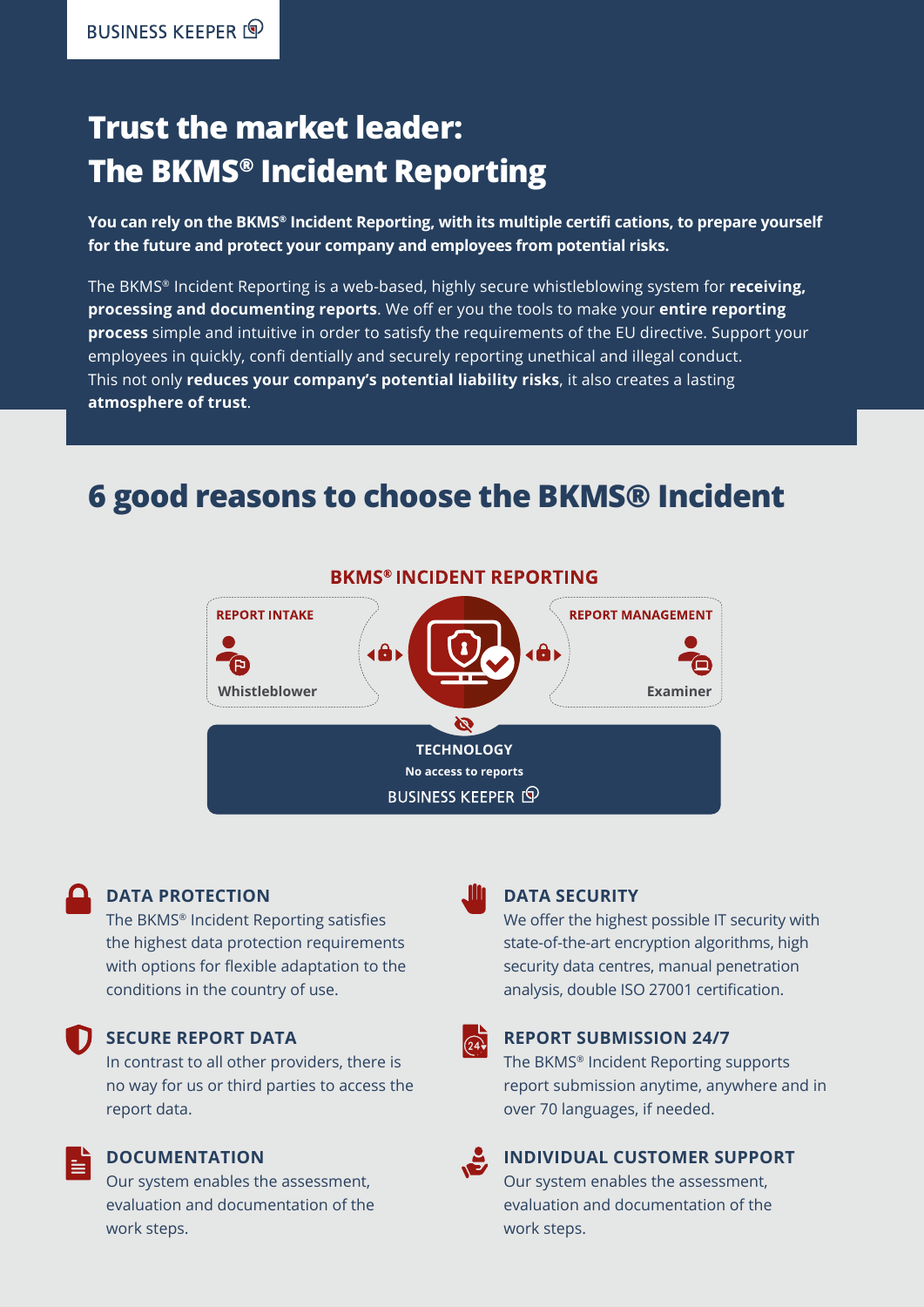BUSINESS KEEPER

# Trust the market leader: The BKMS® Incident Reporting

**You can rely on the BKMS® Incident Reporting, with its multiple certifi cations, to prepare yourself for the future and protect your company and employees from potential risks.**

The BKMS® Incident Reporting is a web-based, highly secure whistleblowing system for **receiving, processing and documenting reports**. We off er you the tools to make your **entire reporting process** simple and intuitive in order to satisfy the requirements of the EU directive. Support your employees in quickly, confi dentially and securely reporting unethical and illegal conduct. This not only **reduces your company's potential liability risks**, it also creates a lasting **atmosphere of trust**.

## 6 good reasons to choose the BKMS® Incident

**BKMS® INCIDENT REPORTING**

**REPORT INTAKE**

Whistleblower

**REPORT MANAGEMENT**

Examiner

**TECHNOLOGY**

**No access to reports**

BUSINESS KEEPER

### DATA PROTECTION

The BKMS® Incident Reporting satisfies the highest data protection requirements with options for flexible adaptation to the conditions in the country of use.

### SECURE REPORT DATA

In contrast to all other providers, there is no way for us or third parties to access the report data.

### DOCUMENTATION

Our system enables the assessment, evaluation and documentation of the work steps.

### DATA SECURITY

We offer the highest possible IT security with state-of-the-art encryption algorithms, high security data centres, manual penetration analysis, double ISO 27001 certification.

### REPORT SUBMISSION 24/7

The BKMS® Incident Reporting supports report submission anytime, anywhere and in over 70 languages, if needed.

### INDIVIDUAL CUSTOMER SUPPORT

Our system enables the assessment, evaluation and documentation of the work steps.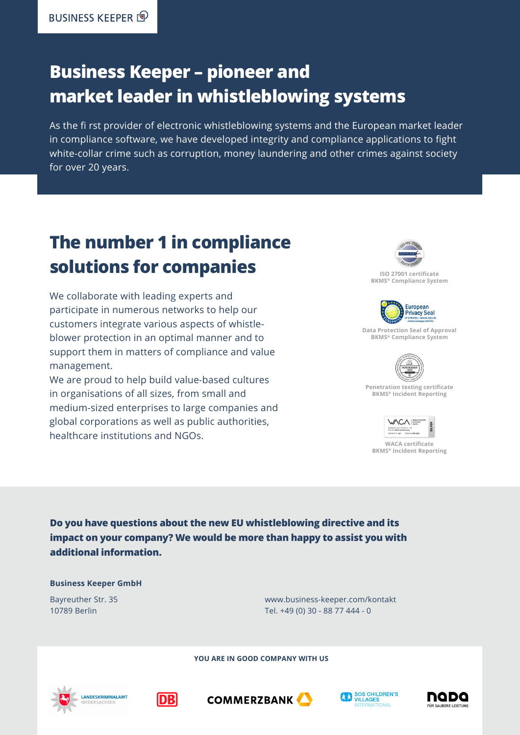BUSINESS KEEPER

# Business Keeper – pioneer and market leader in whistleblowing systems

As the fi rst provider of electronic whistleblowing systems and the European market leader in compliance software, we have developed integrity and compliance applications to fight white-collar crime such as corruption, money laundering and other crimes against society for over 20 years.

## The number 1 in compliance solutions for companies

We collaborate with leading experts and participate in numerous networks to help our customers integrate various aspects of whistle-blower protection in an optimal manner and to support them in matters of compliance and value management.
We are proud to help build value-based cultures in organisations of all sizes, from small and medium-sized enterprises to large companies and global corporations as well as public authorities, healthcare institutions and NGOs.

ISO 27001 certificate
BKMS® Compliance System

Data Protection Seal of Approval
BKMS® Compliance System

Penetration testing certificate
BKMS® Incident Reporting

WACA certificate
BKMS® Incident Reporting

**Do you have questions about the new EU whistleblowing directive and its impact on your company? We would be more than happy to assist you with additional information.**

**Business Keeper GmbH**

Bayreuther Str. 35
10789 Berlin

www.business-keeper.com/kontakt
Tel. +49 (0) 30 - 88 77 444 - 0

**YOU ARE IN GOOD COMPANY WITH US**

LANDESKRIMINALAMT NIEDERSACHSEN · DB · COMMERZBANK · SOS CHILDREN'S VILLAGES INTERNATIONAL · nada FÜR SAUBERE LEISTUNG